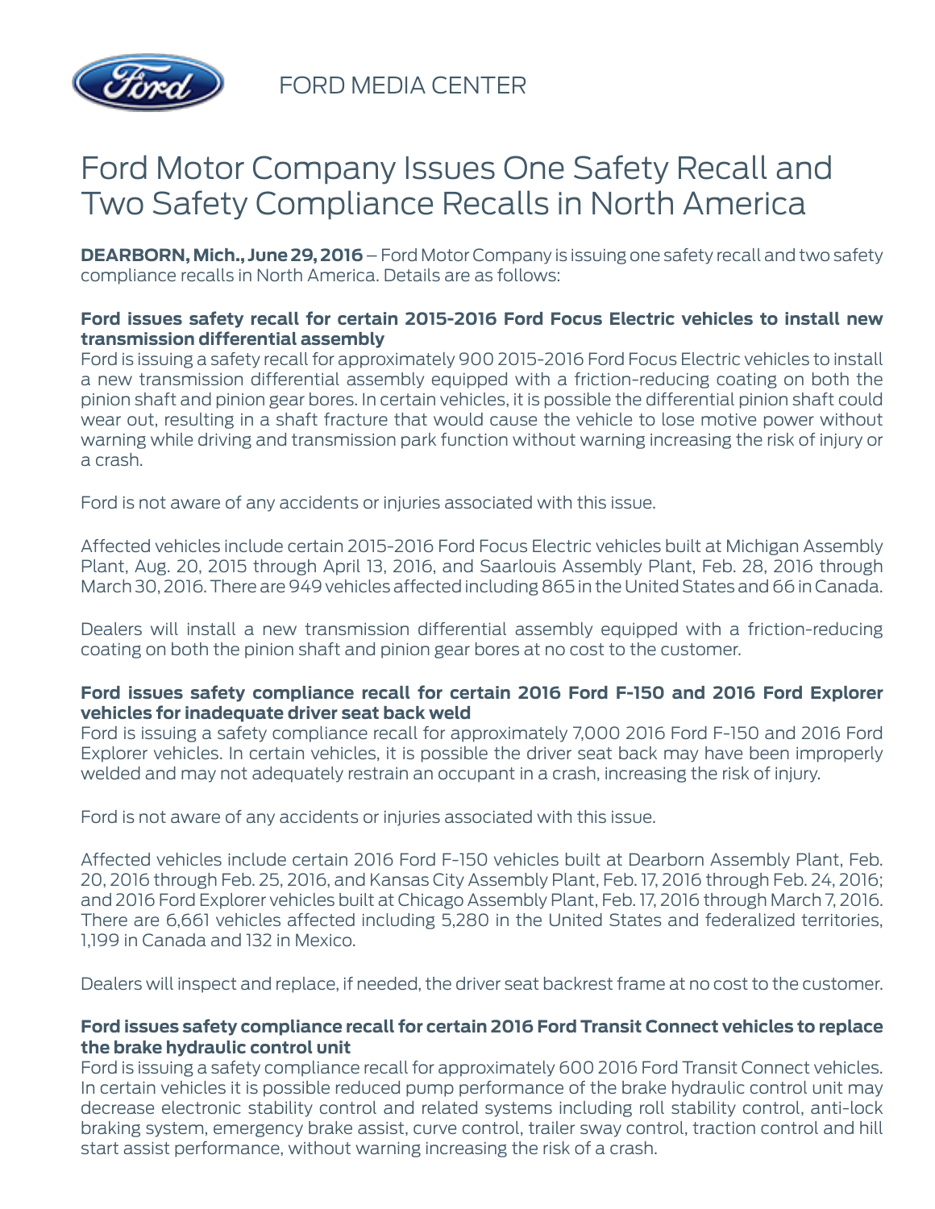FORD MEDIA CENTER

# Ford Motor Company Issues One Safety Recall and Two Safety Compliance Recalls in North America

**DEARBORN, Mich., June 29, 2016** – Ford Motor Company is issuing one safety recall and two safety compliance recalls in North America. Details are as follows:

**Ford issues safety recall for certain 2015-2016 Ford Focus Electric vehicles to install new transmission differential assembly**
Ford is issuing a safety recall for approximately 900 2015-2016 Ford Focus Electric vehicles to install a new transmission differential assembly equipped with a friction-reducing coating on both the pinion shaft and pinion gear bores. In certain vehicles, it is possible the differential pinion shaft could wear out, resulting in a shaft fracture that would cause the vehicle to lose motive power without warning while driving and transmission park function without warning increasing the risk of injury or a crash.

Ford is not aware of any accidents or injuries associated with this issue.

Affected vehicles include certain 2015-2016 Ford Focus Electric vehicles built at Michigan Assembly Plant, Aug. 20, 2015 through April 13, 2016, and Saarlouis Assembly Plant, Feb. 28, 2016 through March 30, 2016. There are 949 vehicles affected including 865 in the United States and 66 in Canada.

Dealers will install a new transmission differential assembly equipped with a friction-reducing coating on both the pinion shaft and pinion gear bores at no cost to the customer.

**Ford issues safety compliance recall for certain 2016 Ford F-150 and 2016 Ford Explorer vehicles for inadequate driver seat back weld**
Ford is issuing a safety compliance recall for approximately 7,000 2016 Ford F-150 and 2016 Ford Explorer vehicles. In certain vehicles, it is possible the driver seat back may have been improperly welded and may not adequately restrain an occupant in a crash, increasing the risk of injury.

Ford is not aware of any accidents or injuries associated with this issue.

Affected vehicles include certain 2016 Ford F-150 vehicles built at Dearborn Assembly Plant, Feb. 20, 2016 through Feb. 25, 2016, and Kansas City Assembly Plant, Feb. 17, 2016 through Feb. 24, 2016; and 2016 Ford Explorer vehicles built at Chicago Assembly Plant, Feb. 17, 2016 through March 7, 2016. There are 6,661 vehicles affected including 5,280 in the United States and federalized territories, 1,199 in Canada and 132 in Mexico.

Dealers will inspect and replace, if needed, the driver seat backrest frame at no cost to the customer.

**Ford issues safety compliance recall for certain 2016 Ford Transit Connect vehicles to replace the brake hydraulic control unit**
Ford is issuing a safety compliance recall for approximately 600 2016 Ford Transit Connect vehicles. In certain vehicles it is possible reduced pump performance of the brake hydraulic control unit may decrease electronic stability control and related systems including roll stability control, anti-lock braking system, emergency brake assist, curve control, trailer sway control, traction control and hill start assist performance, without warning increasing the risk of a crash.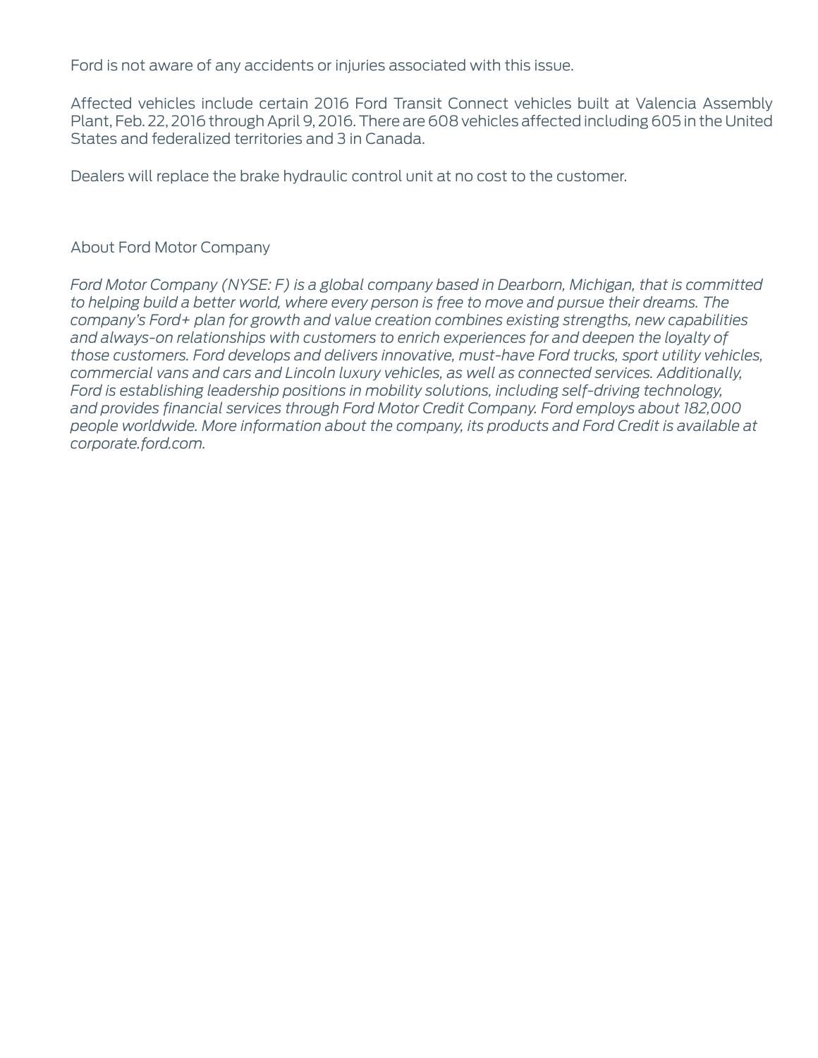Ford is not aware of any accidents or injuries associated with this issue.

Affected vehicles include certain 2016 Ford Transit Connect vehicles built at Valencia Assembly Plant, Feb. 22, 2016 through April 9, 2016. There are 608 vehicles affected including 605 in the United States and federalized territories and 3 in Canada.

Dealers will replace the brake hydraulic control unit at no cost to the customer.

About Ford Motor Company

*Ford Motor Company (NYSE: F) is a global company based in Dearborn, Michigan, that is committed to helping build a better world, where every person is free to move and pursue their dreams. The company's Ford+ plan for growth and value creation combines existing strengths, new capabilities and always-on relationships with customers to enrich experiences for and deepen the loyalty of those customers. Ford develops and delivers innovative, must-have Ford trucks, sport utility vehicles, commercial vans and cars and Lincoln luxury vehicles, as well as connected services. Additionally, Ford is establishing leadership positions in mobility solutions, including self-driving technology, and provides financial services through Ford Motor Credit Company. Ford employs about 182,000 people worldwide. More information about the company, its products and Ford Credit is available at corporate.ford.com.*